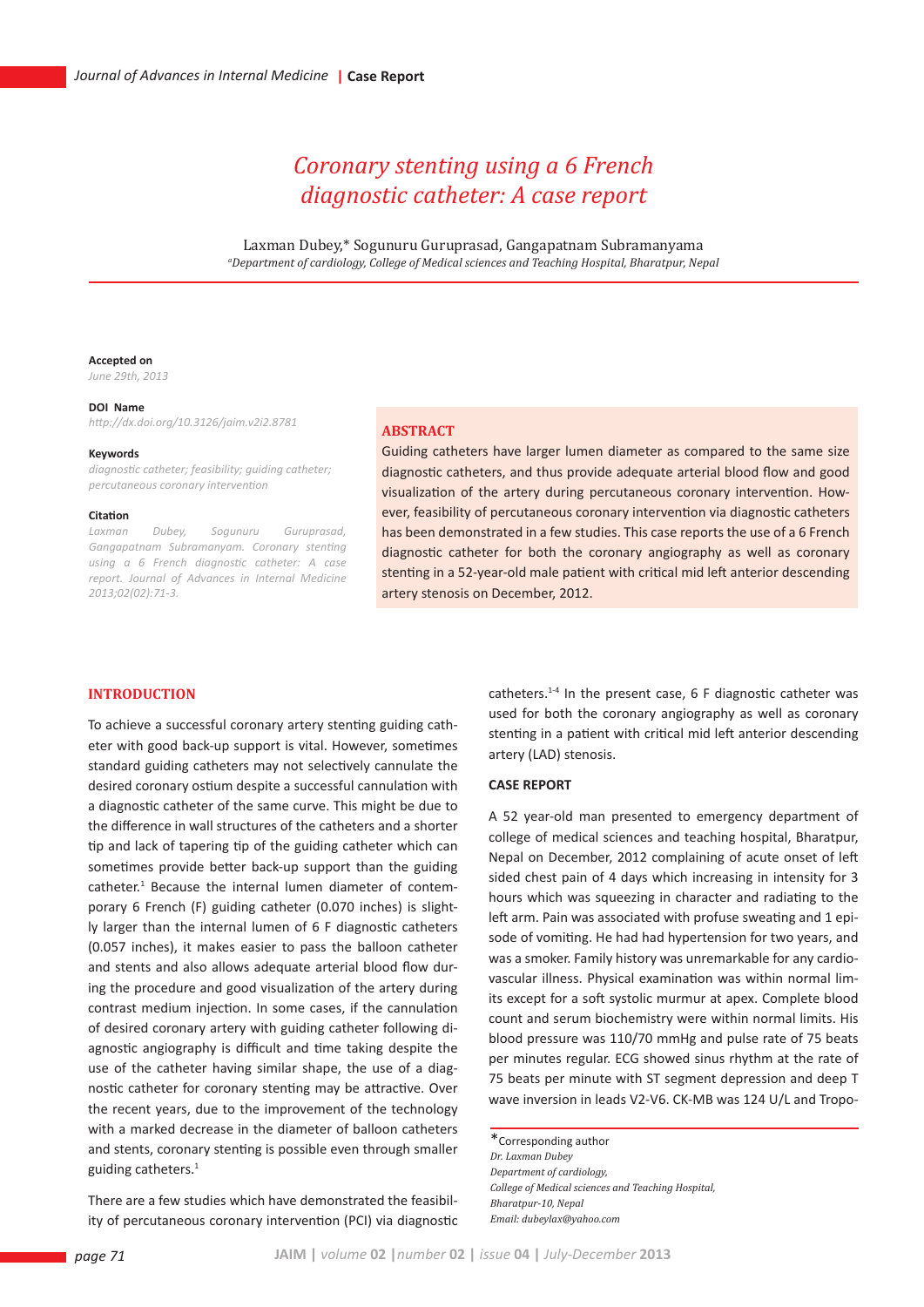# Coronary stenting using a 6 French diagnostic catheter: A case report

Laxman Dubey,* Sogunuru Guruprasad, Gangapatnam Subramanyama

[a]Department of cardiology, College of Medical sciences and Teaching Hospital, Bharatpur, Nepal

**Accepted on**
*June 29th, 2013*

**DOI Name**
*http://dx.doi.org/10.3126/jaim.v2i2.8781*

**Keywords**
*diagnostic catheter; feasibility; guiding catheter; percutaneous coronary intervention*

**Citation**
*Laxman Dubey, Sogunuru Guruprasad, Gangapatnam Subramanyam. Coronary stenting using a 6 French diagnostic catheter: A case report. Journal of Advances in Internal Medicine 2013;02(02):71-3.*

## ABSTRACT

Guiding catheters have larger lumen diameter as compared to the same size diagnostic catheters, and thus provide adequate arterial blood flow and good visualization of the artery during percutaneous coronary intervention. However, feasibility of percutaneous coronary intervention via diagnostic catheters has been demonstrated in a few studies. This case reports the use of a 6 French diagnostic catheter for both the coronary angiography as well as coronary stenting in a 52-year-old male patient with critical mid left anterior descending artery stenosis on December, 2012.

## INTRODUCTION

To achieve a successful coronary artery stenting guiding catheter with good back-up support is vital. However, sometimes standard guiding catheters may not selectively cannulate the desired coronary ostium despite a successful cannulation with a diagnostic catheter of the same curve. This might be due to the difference in wall structures of the catheters and a shorter tip and lack of tapering tip of the guiding catheter which can sometimes provide better back-up support than the guiding catheter.[1] Because the internal lumen diameter of contemporary 6 French (F) guiding catheter (0.070 inches) is slightly larger than the internal lumen of 6 F diagnostic catheters (0.057 inches), it makes easier to pass the balloon catheter and stents and also allows adequate arterial blood flow during the procedure and good visualization of the artery during contrast medium injection. In some cases, if the cannulation of desired coronary artery with guiding catheter following diagnostic angiography is difficult and time taking despite the use of the catheter having similar shape, the use of a diagnostic catheter for coronary stenting may be attractive. Over the recent years, due to the improvement of the technology with a marked decrease in the diameter of balloon catheters and stents, coronary stenting is possible even through smaller guiding catheters.[1]

There are a few studies which have demonstrated the feasibility of percutaneous coronary intervention (PCI) via diagnostic catheters.[1-4] In the present case, 6 F diagnostic catheter was used for both the coronary angiography as well as coronary stenting in a patient with critical mid left anterior descending artery (LAD) stenosis.

### CASE REPORT

A 52 year-old man presented to emergency department of college of medical sciences and teaching hospital, Bharatpur, Nepal on December, 2012 complaining of acute onset of left sided chest pain of 4 days which increasing in intensity for 3 hours which was squeezing in character and radiating to the left arm. Pain was associated with profuse sweating and 1 episode of vomiting. He had had hypertension for two years, and was a smoker. Family history was unremarkable for any cardiovascular illness. Physical examination was within normal limits except for a soft systolic murmur at apex. Complete blood count and serum biochemistry were within normal limits. His blood pressure was 110/70 mmHg and pulse rate of 75 beats per minutes regular. ECG showed sinus rhythm at the rate of 75 beats per minute with ST segment depression and deep T wave inversion in leads V2-V6. CK-MB was 124 U/L and Tropo-

*Corresponding author
*Dr. Laxman Dubey*
*Department of cardiology,*
*College of Medical sciences and Teaching Hospital,*
*Bharatpur-10, Nepal*
*Email: dubeylax@yahoo.com*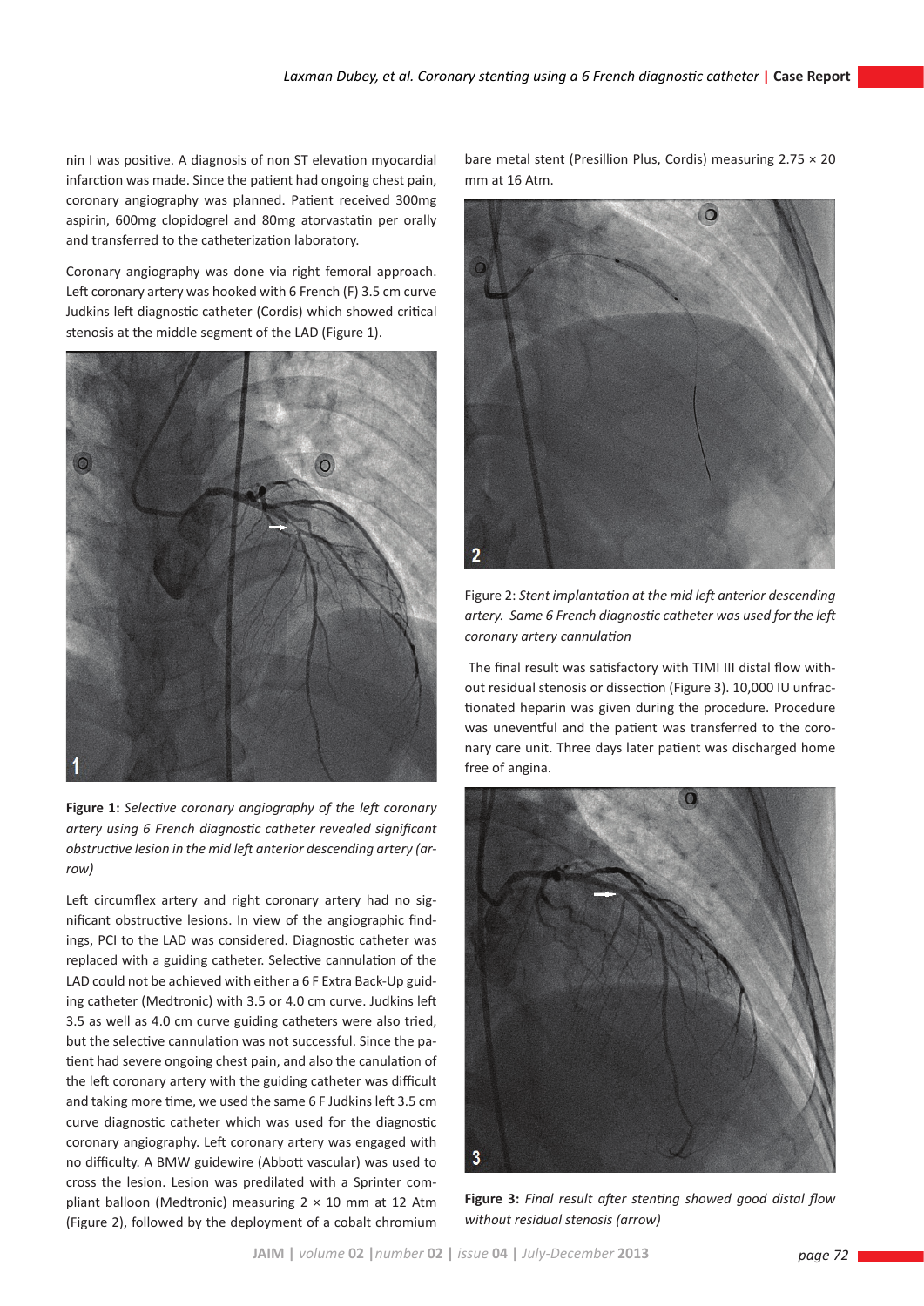nin I was positive. A diagnosis of non ST elevation myocardial infarction was made. Since the patient had ongoing chest pain, coronary angiography was planned. Patient received 300mg aspirin, 600mg clopidogrel and 80mg atorvastatin per orally and transferred to the catheterization laboratory.

Coronary angiography was done via right femoral approach. Left coronary artery was hooked with 6 French (F) 3.5 cm curve Judkins left diagnostic catheter (Cordis) which showed critical stenosis at the middle segment of the LAD (Figure 1).

**Figure 1:** *Selective coronary angiography of the left coronary artery using 6 French diagnostic catheter revealed significant obstructive lesion in the mid left anterior descending artery (arrow)*

Left circumflex artery and right coronary artery had no significant obstructive lesions. In view of the angiographic findings, PCI to the LAD was considered. Diagnostic catheter was replaced with a guiding catheter. Selective cannulation of the LAD could not be achieved with either a 6 F Extra Back-Up guiding catheter (Medtronic) with 3.5 or 4.0 cm curve. Judkins left 3.5 as well as 4.0 cm curve guiding catheters were also tried, but the selective cannulation was not successful. Since the patient had severe ongoing chest pain, and also the canulation of the left coronary artery with the guiding catheter was difficult and taking more time, we used the same 6 F Judkins left 3.5 cm curve diagnostic catheter which was used for the diagnostic coronary angiography. Left coronary artery was engaged with no difficulty. A BMW guidewire (Abbott vascular) was used to cross the lesion. Lesion was predilated with a Sprinter compliant balloon (Medtronic) measuring 2 × 10 mm at 12 Atm (Figure 2), followed by the deployment of a cobalt chromium bare metal stent (Presillion Plus, Cordis) measuring 2.75 × 20 mm at 16 Atm.

Figure 2: *Stent implantation at the mid left anterior descending artery. Same 6 French diagnostic catheter was used for the left coronary artery cannulation*

The final result was satisfactory with TIMI III distal flow without residual stenosis or dissection (Figure 3). 10,000 IU unfractionated heparin was given during the procedure. Procedure was uneventful and the patient was transferred to the coronary care unit. Three days later patient was discharged home free of angina.

**Figure 3:** *Final result after stenting showed good distal flow without residual stenosis (arrow)*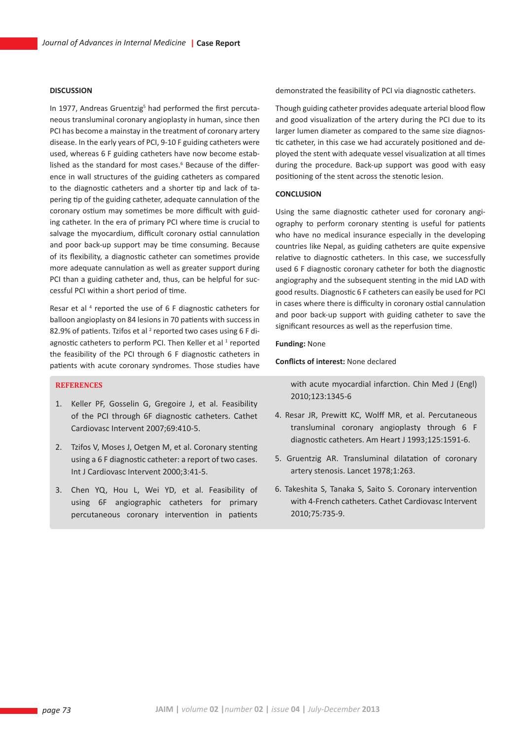## DISCUSSION

In 1977, Andreas Gruentzig[5] had performed the first percutaneous transluminal coronary angioplasty in human, since then PCI has become a mainstay in the treatment of coronary artery disease. In the early years of PCI, 9-10 F guiding catheters were used, whereas 6 F guiding catheters have now become established as the standard for most cases.[6] Because of the difference in wall structures of the guiding catheters as compared to the diagnostic catheters and a shorter tip and lack of tapering tip of the guiding catheter, adequate cannulation of the coronary ostium may sometimes be more difficult with guiding catheter. In the era of primary PCI where time is crucial to salvage the myocardium, difficult coronary ostial cannulation and poor back-up support may be time consuming. Because of its flexibility, a diagnostic catheter can sometimes provide more adequate cannulation as well as greater support during PCI than a guiding catheter and, thus, can be helpful for successful PCI within a short period of time.

Resar et al [4] reported the use of 6 F diagnostic catheters for balloon angioplasty on 84 lesions in 70 patients with success in 82.9% of patients. Tzifos et al [2] reported two cases using 6 F diagnostic catheters to perform PCI. Then Keller et al [1] reported the feasibility of the PCI through 6 F diagnostic catheters in patients with acute coronary syndromes. Those studies have demonstrated the feasibility of PCI via diagnostic catheters.

Though guiding catheter provides adequate arterial blood flow and good visualization of the artery during the PCI due to its larger lumen diameter as compared to the same size diagnostic catheter, in this case we had accurately positioned and deployed the stent with adequate vessel visualization at all times during the procedure. Back-up support was good with easy positioning of the stent across the stenotic lesion.

## CONCLUSION

Using the same diagnostic catheter used for coronary angiography to perform coronary stenting is useful for patients who have no medical insurance especially in the developing countries like Nepal, as guiding catheters are quite expensive relative to diagnostic catheters. In this case, we successfully used 6 F diagnostic coronary catheter for both the diagnostic angiography and the subsequent stenting in the mid LAD with good results. Diagnostic 6 F catheters can easily be used for PCI in cases where there is difficulty in coronary ostial cannulation and poor back-up support with guiding catheter to save the significant resources as well as the reperfusion time.

**Funding:** None

**Conflicts of interest:** None declared

## REFERENCES

1. Keller PF, Gosselin G, Gregoire J, et al. Feasibility of the PCI through 6F diagnostic catheters. Cathet Cardiovasc Intervent 2007;69:410-5.
2. Tzifos V, Moses J, Oetgen M, et al. Coronary stenting using a 6 F diagnostic catheter: a report of two cases. Int J Cardiovasc Intervent 2000;3:41-5.
3. Chen YQ, Hou L, Wei YD, et al. Feasibility of using 6F angiographic catheters for primary percutaneous coronary intervention in patients with acute myocardial infarction. Chin Med J (Engl) 2010;123:1345-6
4. Resar JR, Prewitt KC, Wolff MR, et al. Percutaneous transluminal coronary angioplasty through 6 F diagnostic catheters. Am Heart J 1993;125:1591-6.
5. Gruentzig AR. Transluminal dilatation of coronary artery stenosis. Lancet 1978;1:263.
6. Takeshita S, Tanaka S, Saito S. Coronary intervention with 4-French catheters. Cathet Cardiovasc Intervent 2010;75:735-9.